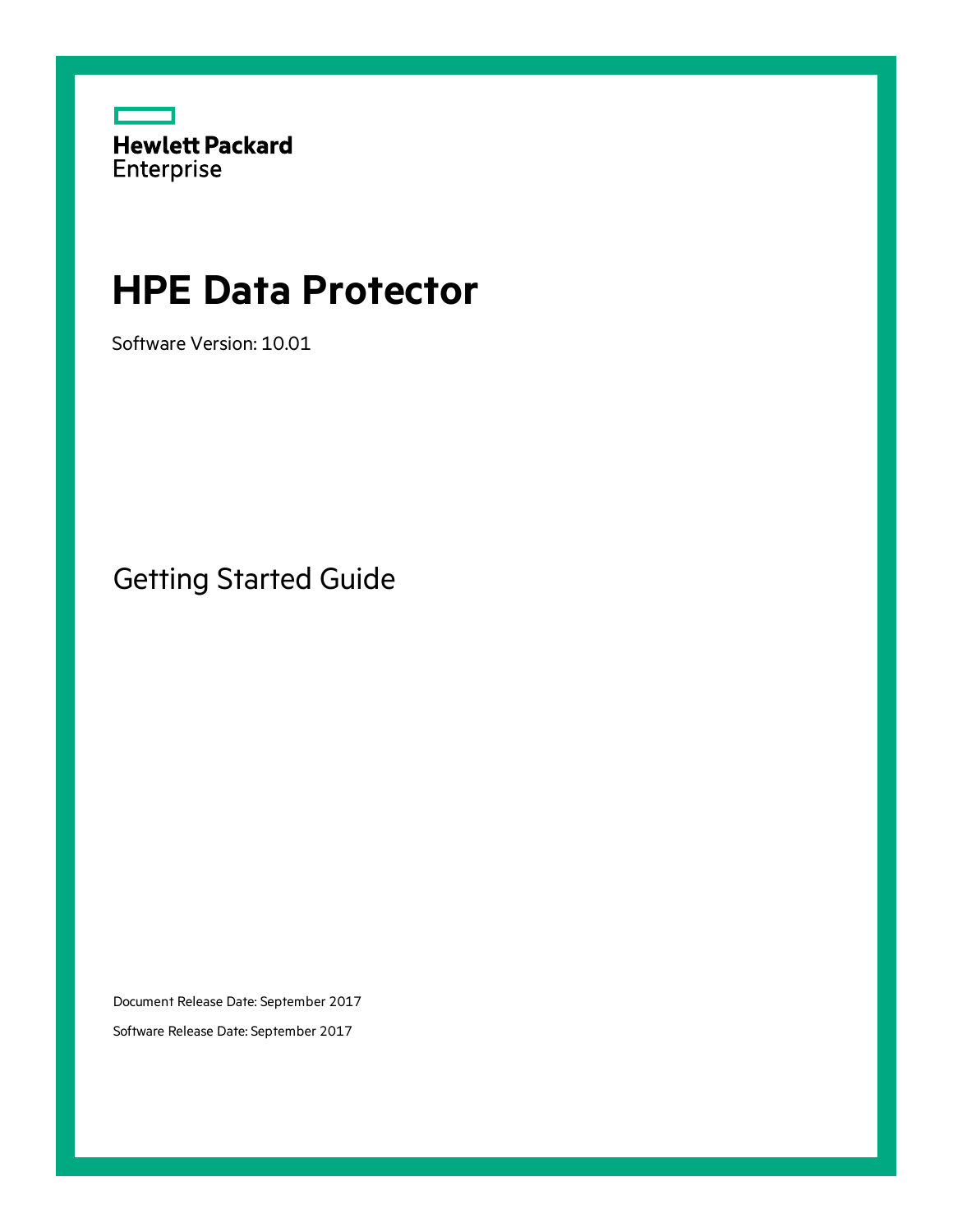Hewlett Packard Enterprise

# HPE Data Protector

Software Version: 10.01

## Getting Started Guide

Document Release Date: September 2017

Software Release Date: September 2017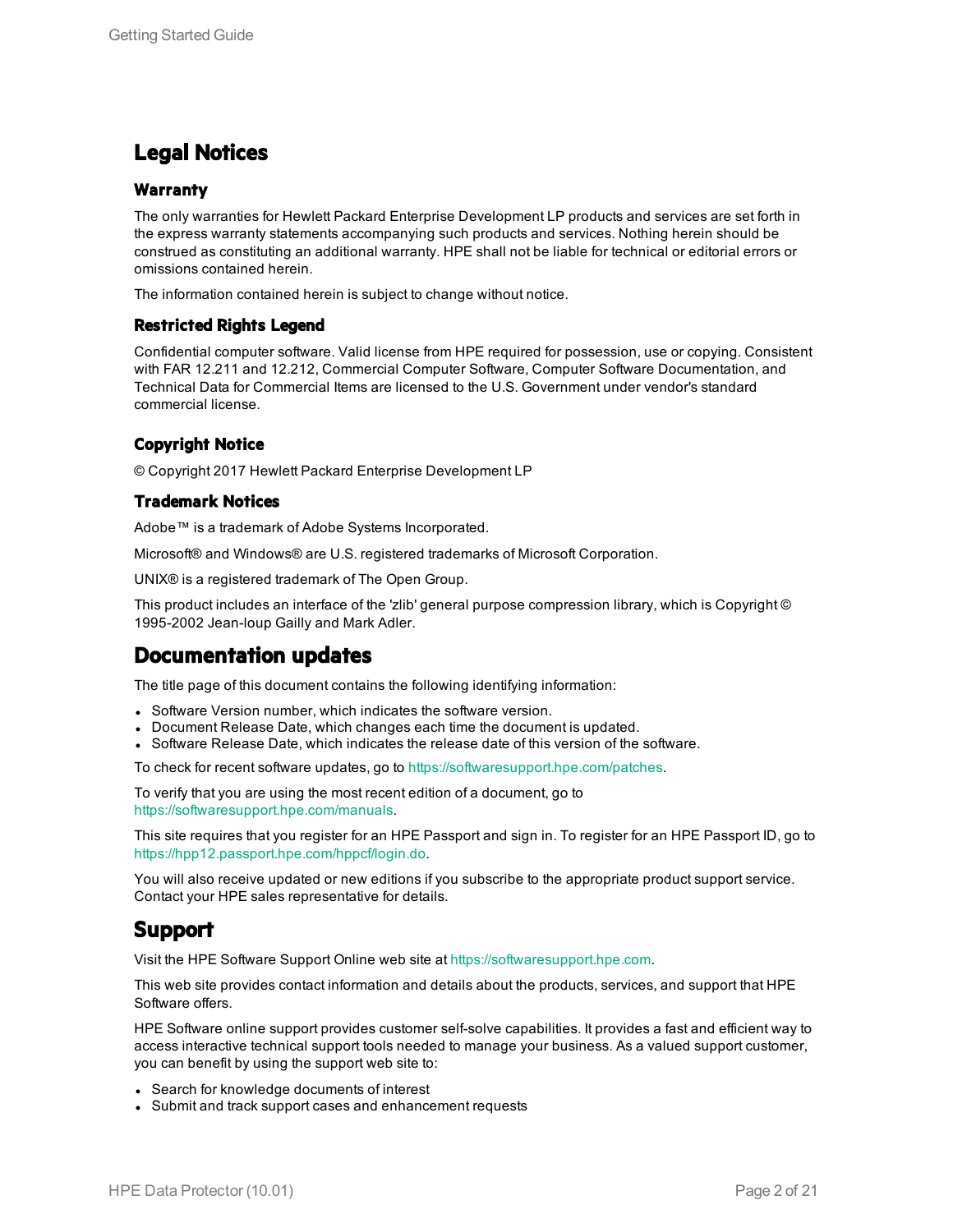# Legal Notices

## Warranty

The only warranties for Hewlett Packard Enterprise Development LP products and services are set forth in the express warranty statements accompanying such products and services. Nothing herein should be construed as constituting an additional warranty. HPE shall not be liable for technical or editorial errors or omissions contained herein.

The information contained herein is subject to change without notice.

## Restricted Rights Legend

Confidential computer software. Valid license from HPE required for possession, use or copying. Consistent with FAR 12.211 and 12.212, Commercial Computer Software, Computer Software Documentation, and Technical Data for Commercial Items are licensed to the U.S. Government under vendor's standard commercial license.

## Copyright Notice

© Copyright 2017 Hewlett Packard Enterprise Development LP

## Trademark Notices

Adobe™ is a trademark of Adobe Systems Incorporated.

Microsoft® and Windows® are U.S. registered trademarks of Microsoft Corporation.

UNIX® is a registered trademark of The Open Group.

This product includes an interface of the 'zlib' general purpose compression library, which is Copyright © 1995-2002 Jean-loup Gailly and Mark Adler.

# Documentation updates

The title page of this document contains the following identifying information:

- Software Version number, which indicates the software version.
- Document Release Date, which changes each time the document is updated.
- Software Release Date, which indicates the release date of this version of the software.

To check for recent software updates, go to https://softwaresupport.hpe.com/patches.

To verify that you are using the most recent edition of a document, go to https://softwaresupport.hpe.com/manuals.

This site requires that you register for an HPE Passport and sign in. To register for an HPE Passport ID, go to https://hpp12.passport.hpe.com/hppcf/login.do.

You will also receive updated or new editions if you subscribe to the appropriate product support service. Contact your HPE sales representative for details.

# Support

Visit the HPE Software Support Online web site at https://softwaresupport.hpe.com.

This web site provides contact information and details about the products, services, and support that HPE Software offers.

HPE Software online support provides customer self-solve capabilities. It provides a fast and efficient way to access interactive technical support tools needed to manage your business. As a valued support customer, you can benefit by using the support web site to:

- Search for knowledge documents of interest
- Submit and track support cases and enhancement requests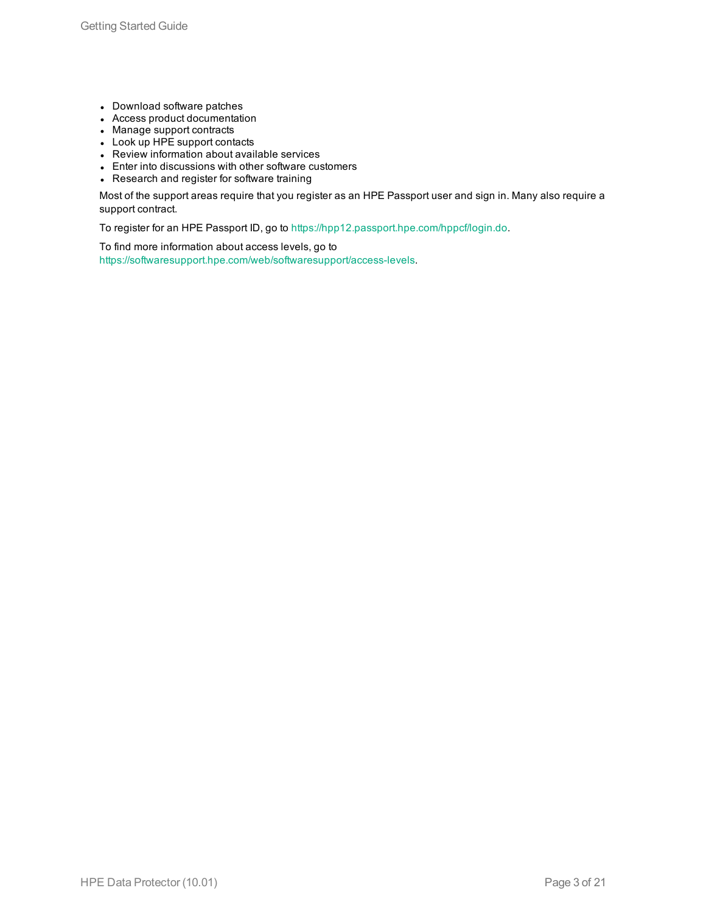- Download software patches
- Access product documentation
- Manage support contracts
- Look up HPE support contacts
- Review information about available services
- Enter into discussions with other software customers
- Research and register for software training

Most of the support areas require that you register as an HPE Passport user and sign in. Many also require a support contract.

To register for an HPE Passport ID, go to https://hpp12.passport.hpe.com/hppcf/login.do.

To find more information about access levels, go to https://softwaresupport.hpe.com/web/softwaresupport/access-levels.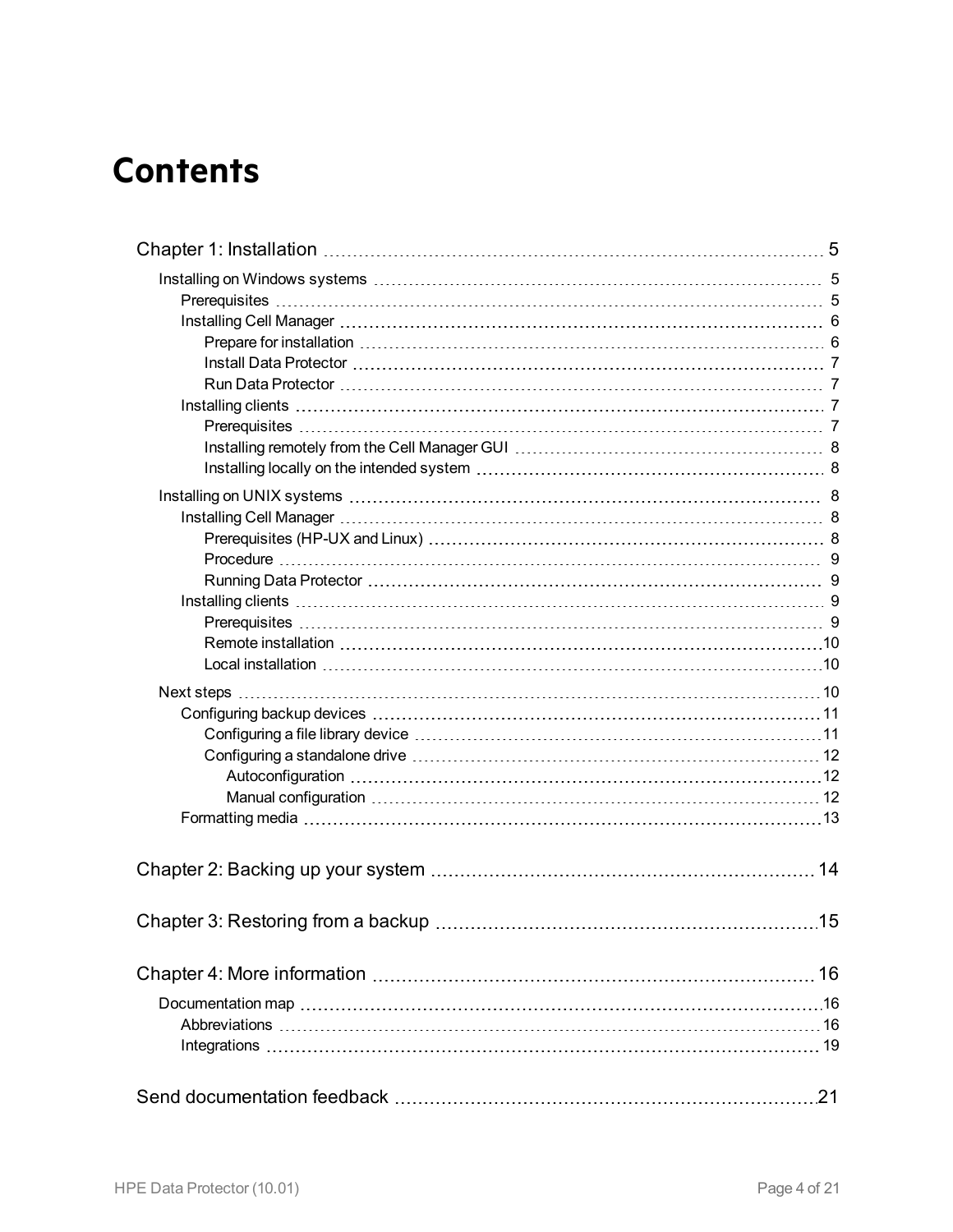# Contents

- Chapter 1: Installation ... 5
  - Installing on Windows systems ... 5
    - Prerequisites ... 5
    - Installing Cell Manager ... 6
      - Prepare for installation ... 6
      - Install Data Protector ... 7
      - Run Data Protector ... 7
    - Installing clients ... 7
      - Prerequisites ... 7
      - Installing remotely from the Cell Manager GUI ... 8
      - Installing locally on the intended system ... 8
  - Installing on UNIX systems ... 8
    - Installing Cell Manager ... 8
      - Prerequisites (HP-UX and Linux) ... 8
      - Procedure ... 9
      - Running Data Protector ... 9
    - Installing clients ... 9
      - Prerequisites ... 9
      - Remote installation ... 10
      - Local installation ... 10
  - Next steps ... 10
    - Configuring backup devices ... 11
      - Configuring a file library device ... 11
      - Configuring a standalone drive ... 12
        - Autoconfiguration ... 12
        - Manual configuration ... 12
    - Formatting media ... 13
- Chapter 2: Backing up your system ... 14
- Chapter 3: Restoring from a backup ... 15
- Chapter 4: More information ... 16
  - Documentation map ... 16
    - Abbreviations ... 16
    - Integrations ... 19
- Send documentation feedback ... 21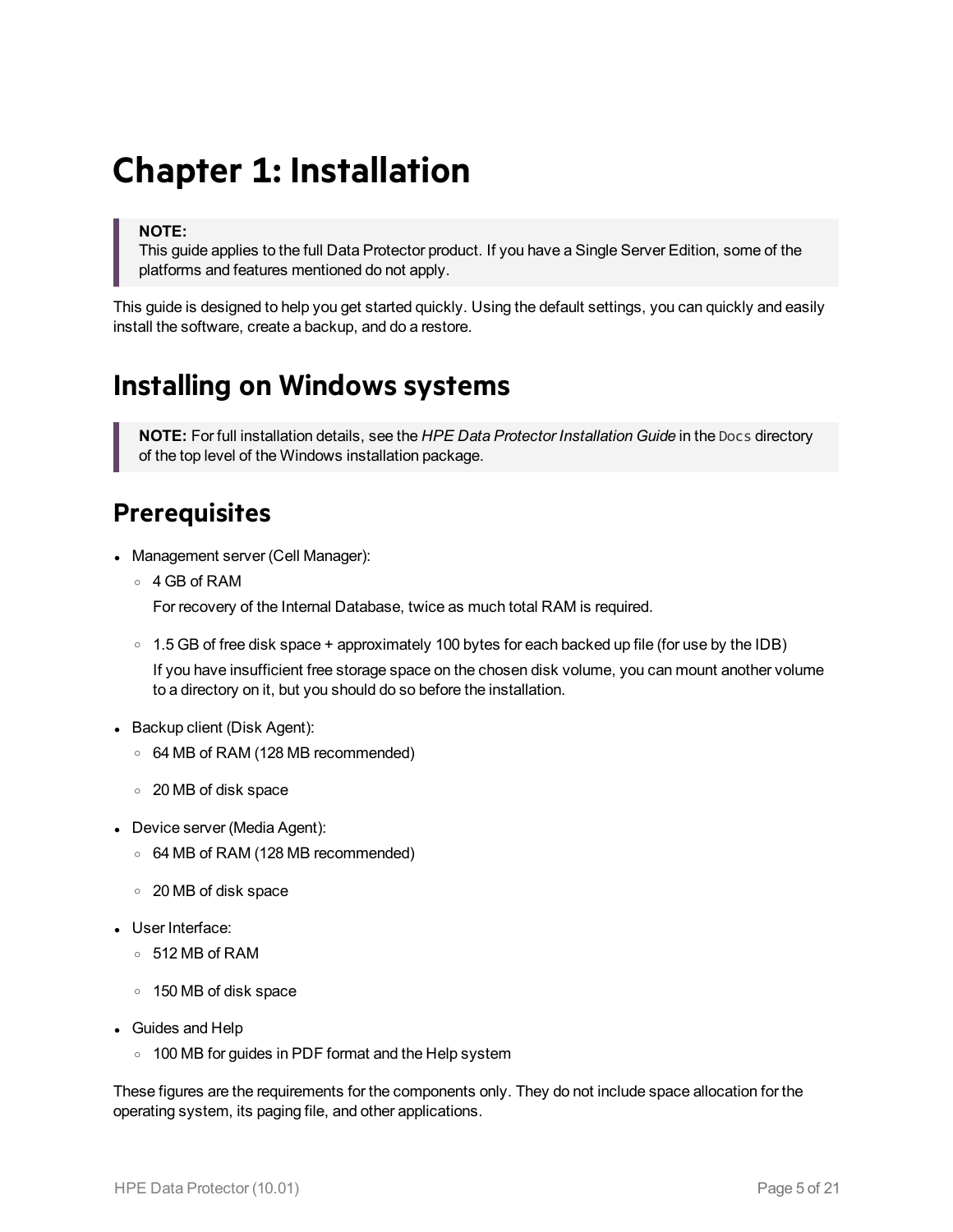# Chapter 1: Installation

> **NOTE:**
> This guide applies to the full Data Protector product. If you have a Single Server Edition, some of the platforms and features mentioned do not apply.

This guide is designed to help you get started quickly. Using the default settings, you can quickly and easily install the software, create a backup, and do a restore.

## Installing on Windows systems

> **NOTE:** For full installation details, see the *HPE Data Protector Installation Guide* in the `Docs` directory of the top level of the Windows installation package.

### Prerequisites

- Management server (Cell Manager):
  - 4 GB of RAM

    For recovery of the Internal Database, twice as much total RAM is required.
  - 1.5 GB of free disk space + approximately 100 bytes for each backed up file (for use by the IDB)

    If you have insufficient free storage space on the chosen disk volume, you can mount another volume to a directory on it, but you should do so before the installation.
- Backup client (Disk Agent):
  - 64 MB of RAM (128 MB recommended)
  - 20 MB of disk space
- Device server (Media Agent):
  - 64 MB of RAM (128 MB recommended)
  - 20 MB of disk space
- User Interface:
  - 512 MB of RAM
  - 150 MB of disk space
- Guides and Help
  - 100 MB for guides in PDF format and the Help system

These figures are the requirements for the components only. They do not include space allocation for the operating system, its paging file, and other applications.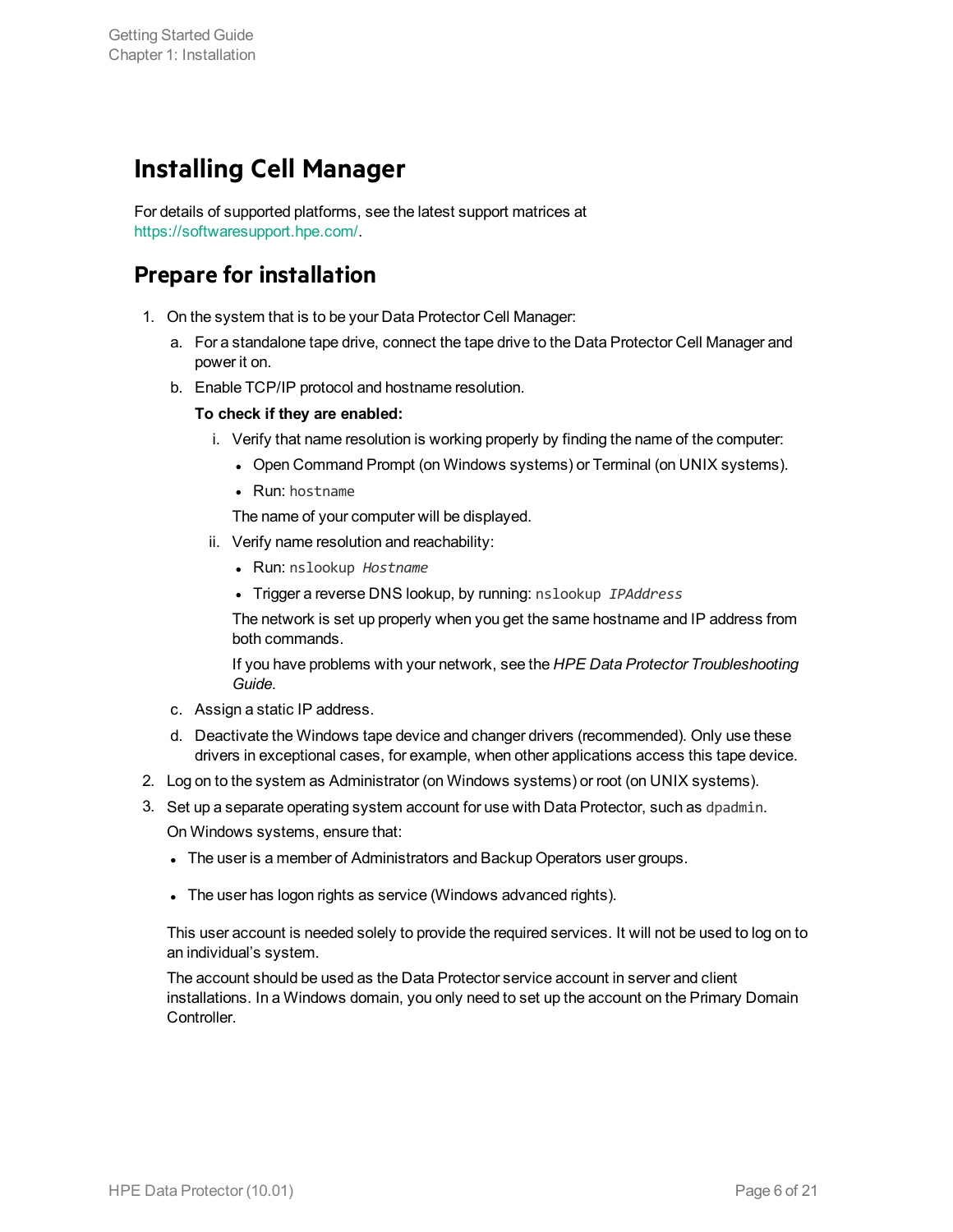## Installing Cell Manager

For details of supported platforms, see the latest support matrices at https://softwaresupport.hpe.com/.

### Prepare for installation

1. On the system that is to be your Data Protector Cell Manager:
   a. For a standalone tape drive, connect the tape drive to the Data Protector Cell Manager and power it on.
   b. Enable TCP/IP protocol and hostname resolution.

      **To check if they are enabled:**

      i. Verify that name resolution is working properly by finding the name of the computer:
         - Open Command Prompt (on Windows systems) or Terminal (on UNIX systems).
         - Run: `hostname`

         The name of your computer will be displayed.

      ii. Verify name resolution and reachability:
         - Run: `nslookup` *`Hostname`*
         - Trigger a reverse DNS lookup, by running: `nslookup` *`IPAddress`*

         The network is set up properly when you get the same hostname and IP address from both commands.

         If you have problems with your network, see the *HPE Data Protector Troubleshooting Guide*.

   c. Assign a static IP address.
   d. Deactivate the Windows tape device and changer drivers (recommended). Only use these drivers in exceptional cases, for example, when other applications access this tape device.
2. Log on to the system as Administrator (on Windows systems) or root (on UNIX systems).
3. Set up a separate operating system account for use with Data Protector, such as `dpadmin`.

   On Windows systems, ensure that:

   - The user is a member of Administrators and Backup Operators user groups.
   - The user has logon rights as service (Windows advanced rights).

   This user account is needed solely to provide the required services. It will not be used to log on to an individual's system.

   The account should be used as the Data Protector service account in server and client installations. In a Windows domain, you only need to set up the account on the Primary Domain Controller.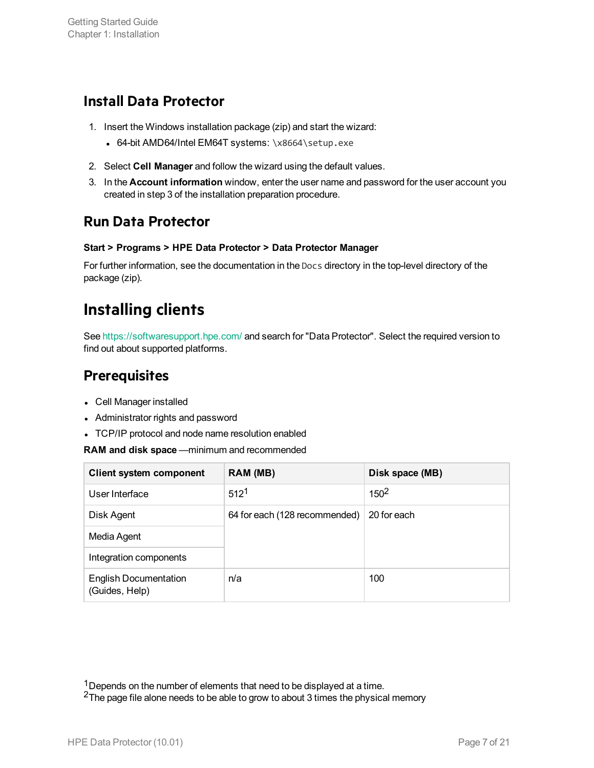## Install Data Protector

1. Insert the Windows installation package (zip) and start the wizard:
   - 64-bit AMD64/Intel EM64T systems: `\x8664\setup.exe`
2. Select **Cell Manager** and follow the wizard using the default values.
3. In the **Account information** window, enter the user name and password for the user account you created in step 3 of the installation preparation procedure.

## Run Data Protector

**Start > Programs > HPE Data Protector > Data Protector Manager**

For further information, see the documentation in the `Docs` directory in the top-level directory of the package (zip).

# Installing clients

See https://softwaresupport.hpe.com/ and search for "Data Protector". Select the required version to find out about supported platforms.

## Prerequisites

- Cell Manager installed
- Administrator rights and password
- TCP/IP protocol and node name resolution enabled

**RAM and disk space** —minimum and recommended

| Client system component | RAM (MB) | Disk space (MB) |
|---|---|---|
| User Interface | 512[1] | 150[2] |
| Disk Agent | 64 for each (128 recommended) | 20 for each |
| Media Agent | | |
| Integration components | | |
| English Documentation (Guides, Help) | n/a | 100 |

[1] Depends on the number of elements that need to be displayed at a time.
[2] The page file alone needs to be able to grow to about 3 times the physical memory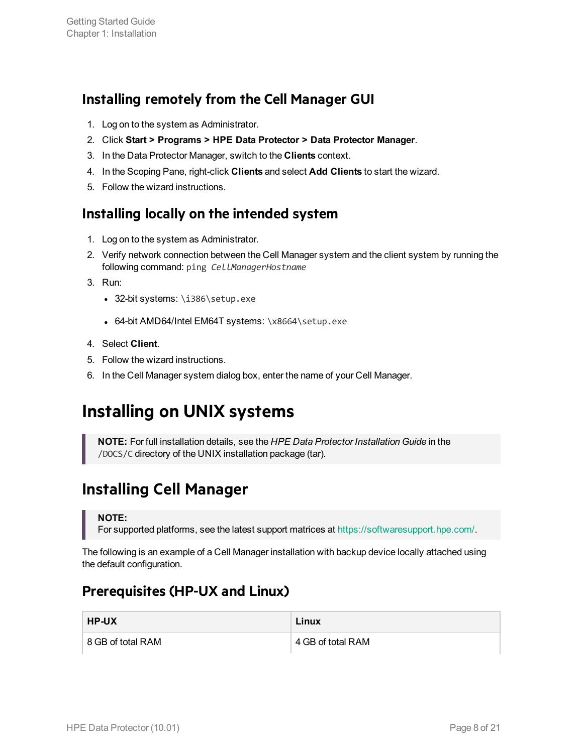### Installing remotely from the Cell Manager GUI

1. Log on to the system as Administrator.
2. Click **Start > Programs > HPE Data Protector > Data Protector Manager**.
3. In the Data Protector Manager, switch to the **Clients** context.
4. In the Scoping Pane, right-click **Clients** and select **Add Clients** to start the wizard.
5. Follow the wizard instructions.

### Installing locally on the intended system

1. Log on to the system as Administrator.
2. Verify network connection between the Cell Manager system and the client system by running the following command: `ping` *`CellManagerHostname`*
3. Run:
   - 32-bit systems: `\i386\setup.exe`
   - 64-bit AMD64/Intel EM64T systems: `\x8664\setup.exe`
4. Select **Client**.
5. Follow the wizard instructions.
6. In the Cell Manager system dialog box, enter the name of your Cell Manager.

## Installing on UNIX systems

> **NOTE:** For full installation details, see the *HPE Data Protector Installation Guide* in the `/DOCS/C` directory of the UNIX installation package (tar).

## Installing Cell Manager

> **NOTE:**
> For supported platforms, see the latest support matrices at https://softwaresupport.hpe.com/.

The following is an example of a Cell Manager installation with backup device locally attached using the default configuration.

### Prerequisites (HP-UX and Linux)

| HP-UX | Linux |
| --- | --- |
| 8 GB of total RAM | 4 GB of total RAM |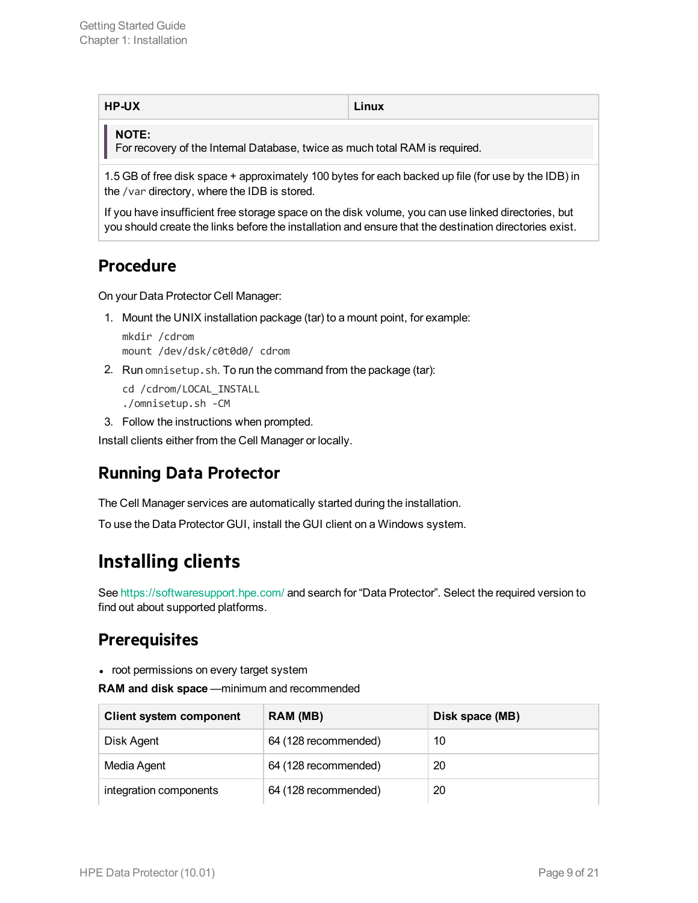| HP-UX | Linux |
| --- | --- |
| **NOTE:** For recovery of the Internal Database, twice as much total RAM is required. | |
| 1.5 GB of free disk space + approximately 100 bytes for each backed up file (for use by the IDB) in the `/var` directory, where the IDB is stored. If you have insufficient free storage space on the disk volume, you can use linked directories, but you should create the links before the installation and ensure that the destination directories exist. | |

## Procedure

On your Data Protector Cell Manager:

1. Mount the UNIX installation package (tar) to a mount point, for example:

```
mkdir /cdrom
mount /dev/dsk/c0t0d0/ cdrom
```

2. Run `omnisetup.sh`. To run the command from the package (tar):

```
cd /cdrom/LOCAL_INSTALL
./omnisetup.sh -CM
```

3. Follow the instructions when prompted.

Install clients either from the Cell Manager or locally.

## Running Data Protector

The Cell Manager services are automatically started during the installation.

To use the Data Protector GUI, install the GUI client on a Windows system.

# Installing clients

See https://softwaresupport.hpe.com/ and search for “Data Protector”. Select the required version to find out about supported platforms.

## Prerequisites

- root permissions on every target system

**RAM and disk space** —minimum and recommended

| Client system component | RAM (MB) | Disk space (MB) |
| --- | --- | --- |
| Disk Agent | 64 (128 recommended) | 10 |
| Media Agent | 64 (128 recommended) | 20 |
| integration components | 64 (128 recommended) | 20 |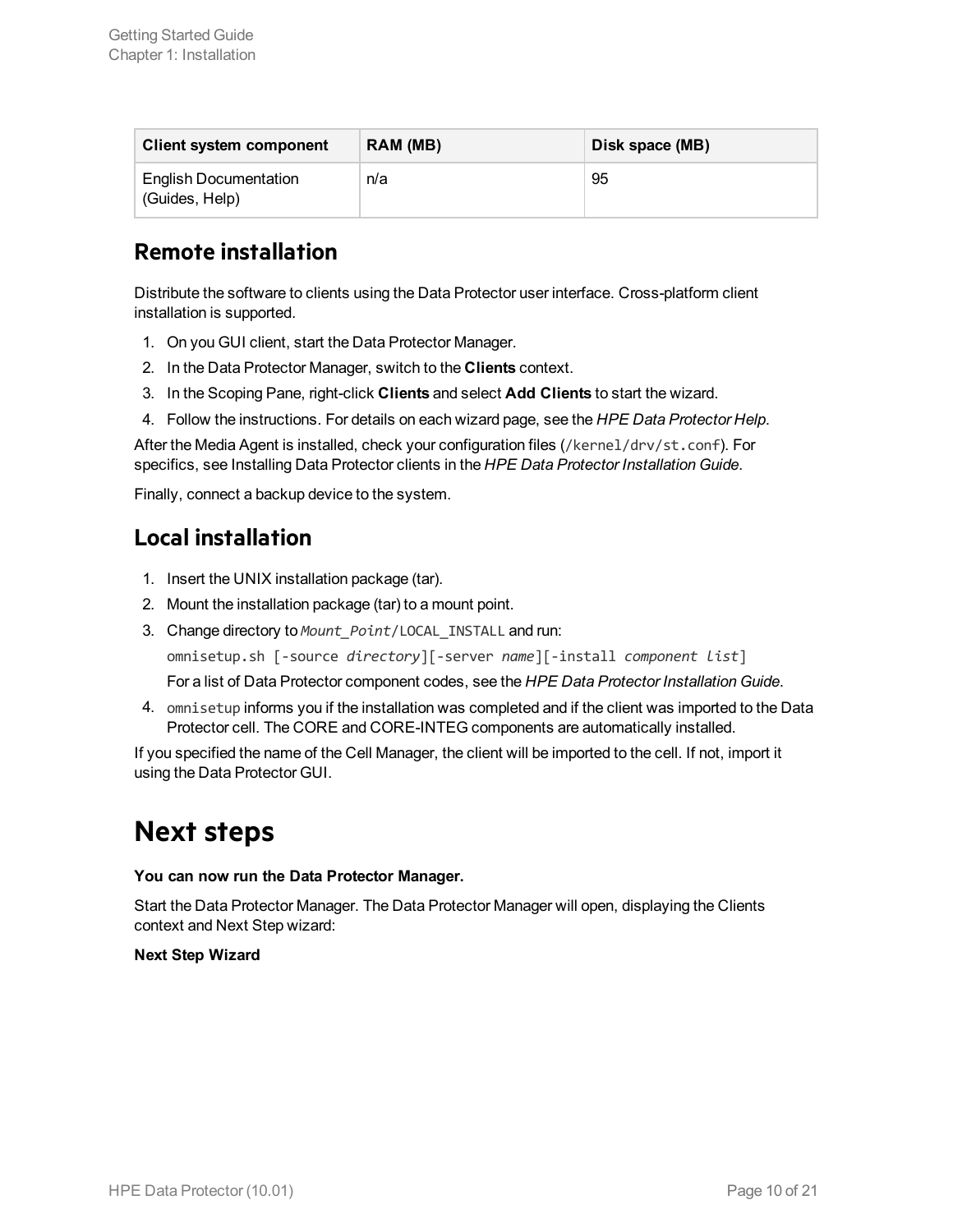| Client system component | RAM (MB) | Disk space (MB) |
| --- | --- | --- |
| English Documentation (Guides, Help) | n/a | 95 |

## Remote installation

Distribute the software to clients using the Data Protector user interface. Cross-platform client installation is supported.

1. On you GUI client, start the Data Protector Manager.
2. In the Data Protector Manager, switch to the **Clients** context.
3. In the Scoping Pane, right-click **Clients** and select **Add Clients** to start the wizard.
4. Follow the instructions. For details on each wizard page, see the *HPE Data Protector Help*.

After the Media Agent is installed, check your configuration files (`/kernel/drv/st.conf`). For specifics, see Installing Data Protector clients in the *HPE Data Protector Installation Guide*.

Finally, connect a backup device to the system.

## Local installation

1. Insert the UNIX installation package (tar).
2. Mount the installation package (tar) to a mount point.
3. Change directory to *Mount_Point*/LOCAL_INSTALL and run:

   `omnisetup.sh [-source directory][-server name][-install component list]`

   For a list of Data Protector component codes, see the *HPE Data Protector Installation Guide*.
4. `omnisetup` informs you if the installation was completed and if the client was imported to the Data Protector cell. The CORE and CORE-INTEG components are automatically installed.

If you specified the name of the Cell Manager, the client will be imported to the cell. If not, import it using the Data Protector GUI.

# Next steps

**You can now run the Data Protector Manager.**

Start the Data Protector Manager. The Data Protector Manager will open, displaying the Clients context and Next Step wizard:

**Next Step Wizard**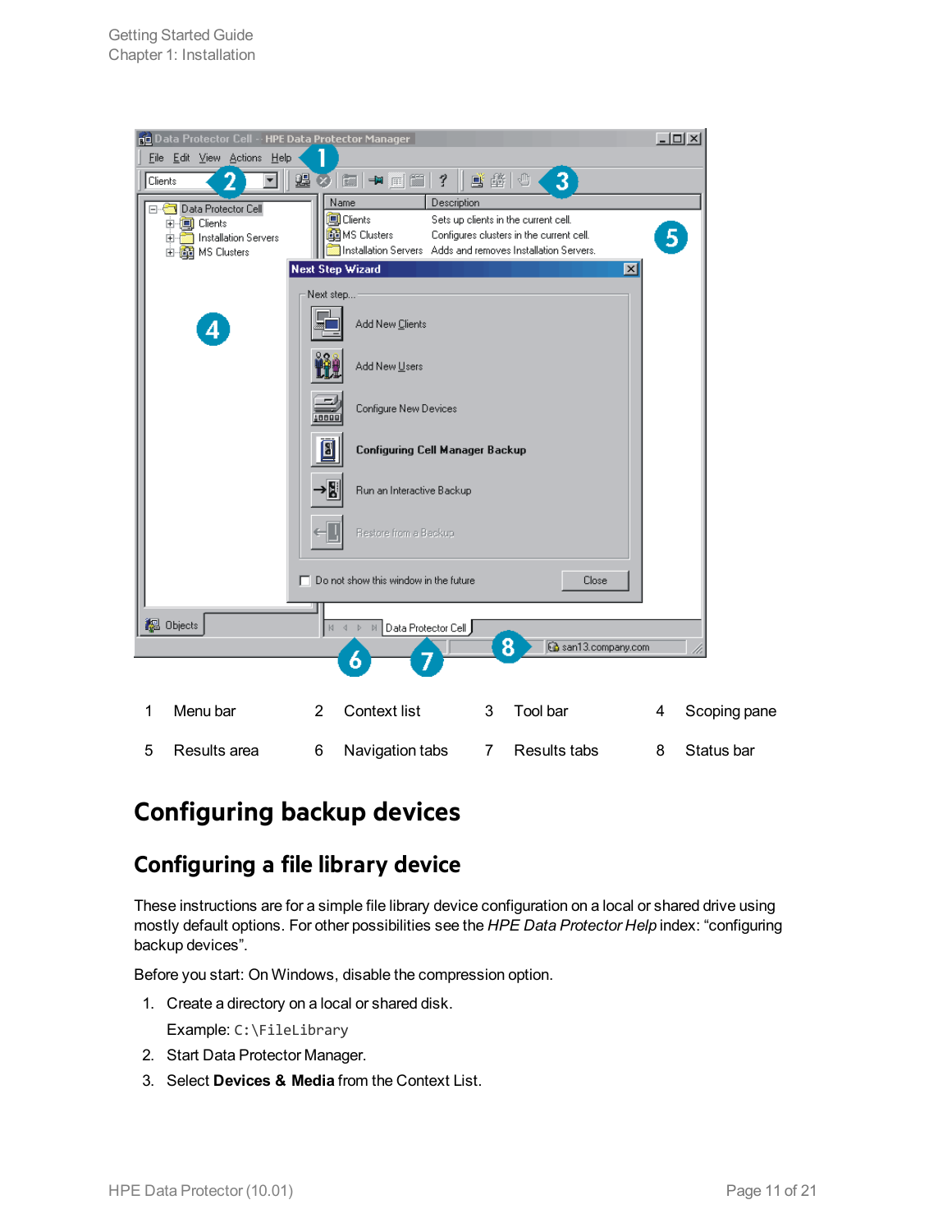| 1 | Menu bar | 2 | Context list | 3 | Tool bar | 4 | Scoping pane |
|---|---|---|---|---|---|---|---|
| 5 | Results area | 6 | Navigation tabs | 7 | Results tabs | 8 | Status bar |

## Configuring backup devices

### Configuring a file library device

These instructions are for a simple file library device configuration on a local or shared drive using mostly default options. For other possibilities see the *HPE Data Protector Help* index: "configuring backup devices".

Before you start: On Windows, disable the compression option.

1. Create a directory on a local or shared disk.

   Example: `C:\FileLibrary`

2. Start Data Protector Manager.
3. Select **Devices & Media** from the Context List.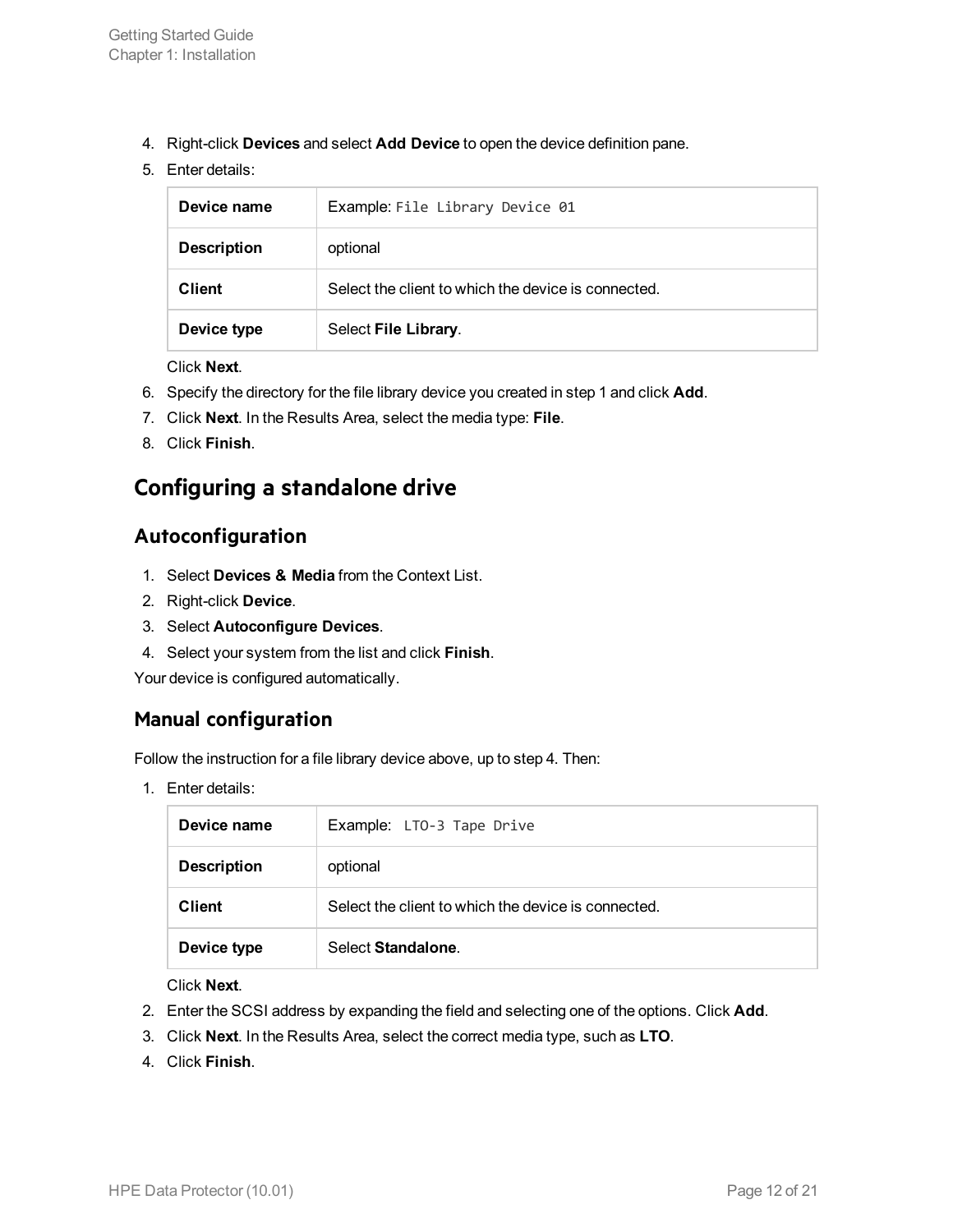4. Right-click **Devices** and select **Add Device** to open the device definition pane.
5. Enter details:

| **Device name** | Example: `File Library Device 01` |
|---|---|
| **Description** | optional |
| **Client** | Select the client to which the device is connected. |
| **Device type** | Select **File Library**. |

   Click **Next**.
6. Specify the directory for the file library device you created in step 1 and click **Add**.
7. Click **Next**. In the Results Area, select the media type: **File**.
8. Click **Finish**.

## Configuring a standalone drive

### Autoconfiguration

1. Select **Devices & Media** from the Context List.
2. Right-click **Device**.
3. Select **Autoconfigure Devices**.
4. Select your system from the list and click **Finish**.

Your device is configured automatically.

### Manual configuration

Follow the instruction for a file library device above, up to step 4. Then:

1. Enter details:

| **Device name** | Example: `LTO-3 Tape Drive` |
|---|---|
| **Description** | optional |
| **Client** | Select the client to which the device is connected. |
| **Device type** | Select **Standalone**. |

   Click **Next**.
2. Enter the SCSI address by expanding the field and selecting one of the options. Click **Add**.
3. Click **Next**. In the Results Area, select the correct media type, such as **LTO**.
4. Click **Finish**.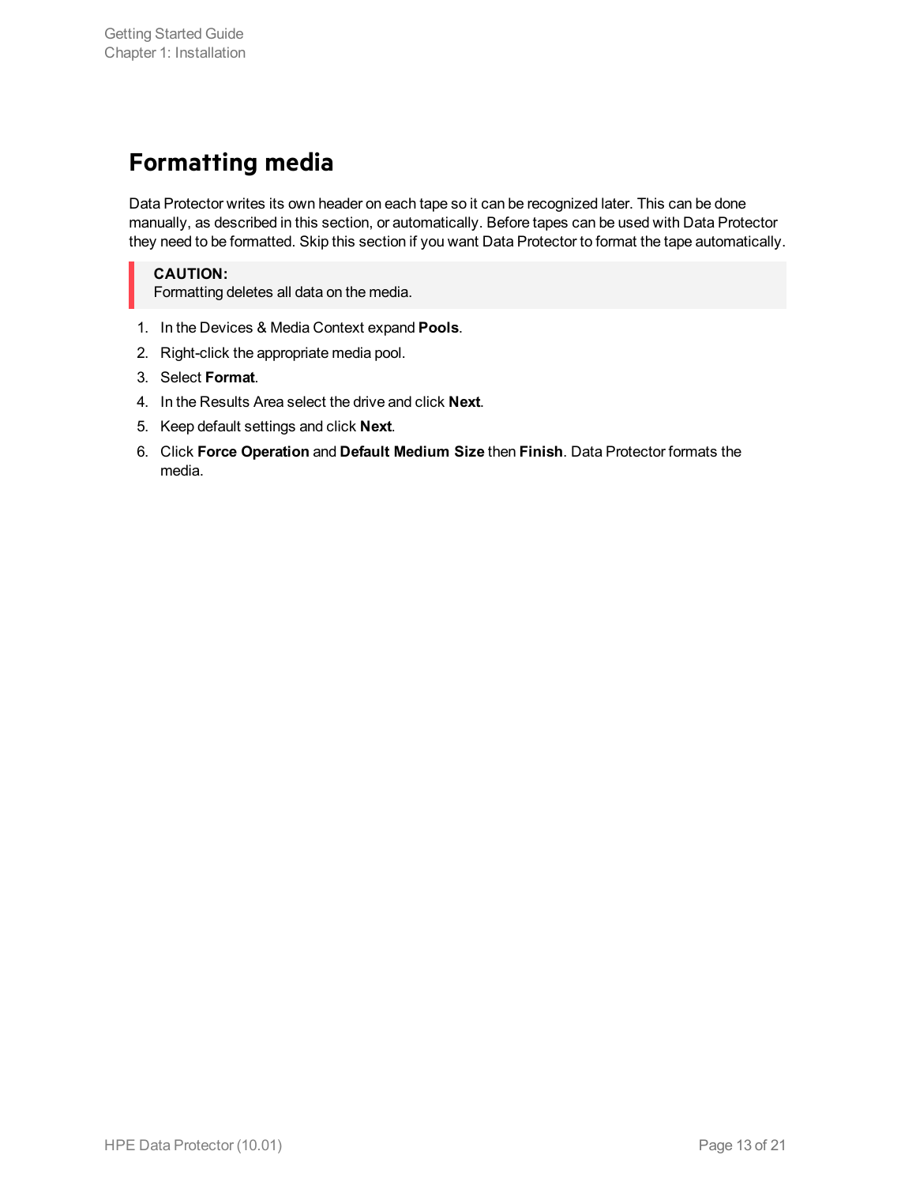# Formatting media

Data Protector writes its own header on each tape so it can be recognized later. This can be done manually, as described in this section, or automatically. Before tapes can be used with Data Protector they need to be formatted. Skip this section if you want Data Protector to format the tape automatically.

> **CAUTION:**
> Formatting deletes all data on the media.

1. In the Devices & Media Context expand **Pools**.
2. Right-click the appropriate media pool.
3. Select **Format**.
4. In the Results Area select the drive and click **Next**.
5. Keep default settings and click **Next**.
6. Click **Force Operation** and **Default Medium Size** then **Finish**. Data Protector formats the media.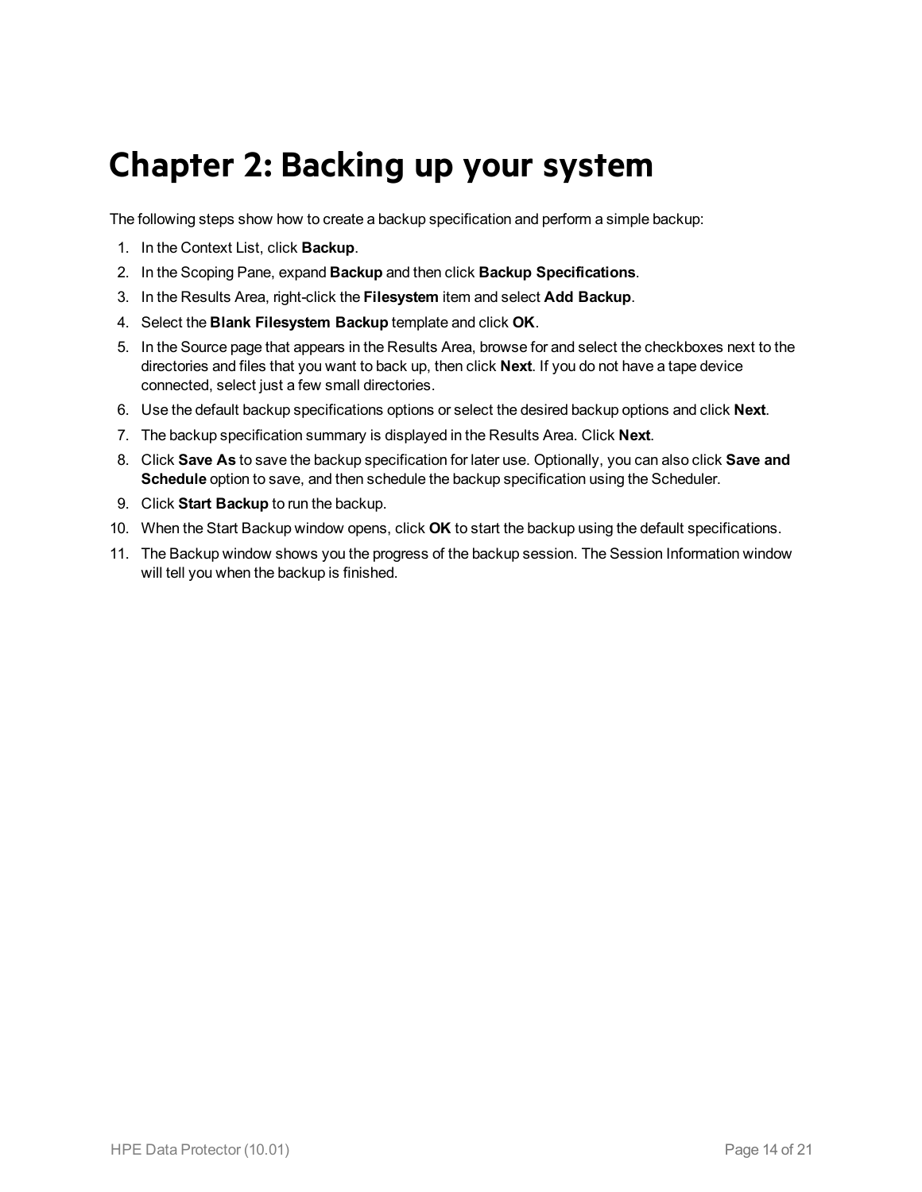# Chapter 2: Backing up your system

The following steps show how to create a backup specification and perform a simple backup:

1. In the Context List, click **Backup**.
2. In the Scoping Pane, expand **Backup** and then click **Backup Specifications**.
3. In the Results Area, right-click the **Filesystem** item and select **Add Backup**.
4. Select the **Blank Filesystem Backup** template and click **OK**.
5. In the Source page that appears in the Results Area, browse for and select the checkboxes next to the directories and files that you want to back up, then click **Next**. If you do not have a tape device connected, select just a few small directories.
6. Use the default backup specifications options or select the desired backup options and click **Next**.
7. The backup specification summary is displayed in the Results Area. Click **Next**.
8. Click **Save As** to save the backup specification for later use. Optionally, you can also click **Save and Schedule** option to save, and then schedule the backup specification using the Scheduler.
9. Click **Start Backup** to run the backup.
10. When the Start Backup window opens, click **OK** to start the backup using the default specifications.
11. The Backup window shows you the progress of the backup session. The Session Information window will tell you when the backup is finished.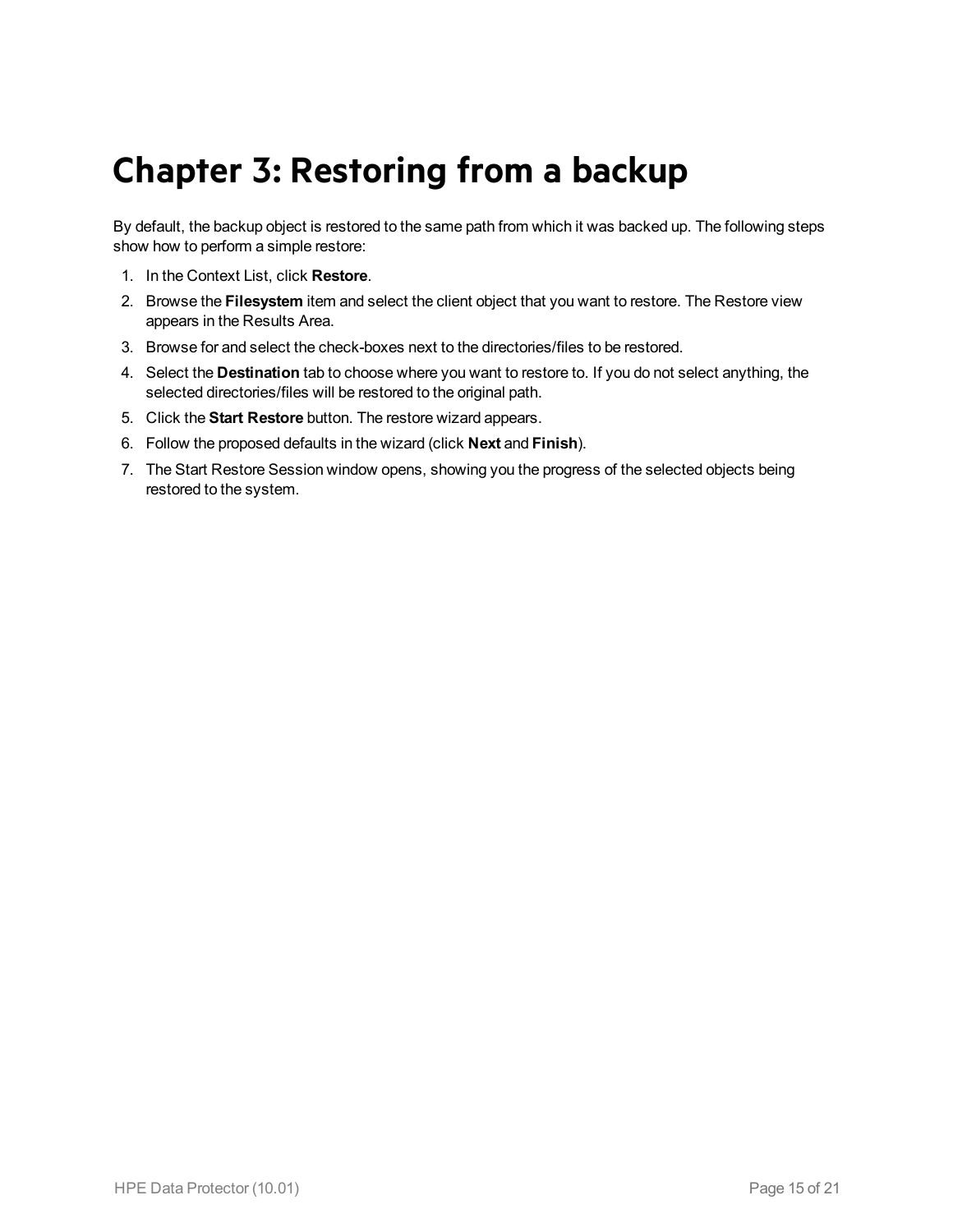# Chapter 3: Restoring from a backup

By default, the backup object is restored to the same path from which it was backed up. The following steps show how to perform a simple restore:

1. In the Context List, click **Restore**.
2. Browse the **Filesystem** item and select the client object that you want to restore. The Restore view appears in the Results Area.
3. Browse for and select the check-boxes next to the directories/files to be restored.
4. Select the **Destination** tab to choose where you want to restore to. If you do not select anything, the selected directories/files will be restored to the original path.
5. Click the **Start Restore** button. The restore wizard appears.
6. Follow the proposed defaults in the wizard (click **Next** and **Finish**).
7. The Start Restore Session window opens, showing you the progress of the selected objects being restored to the system.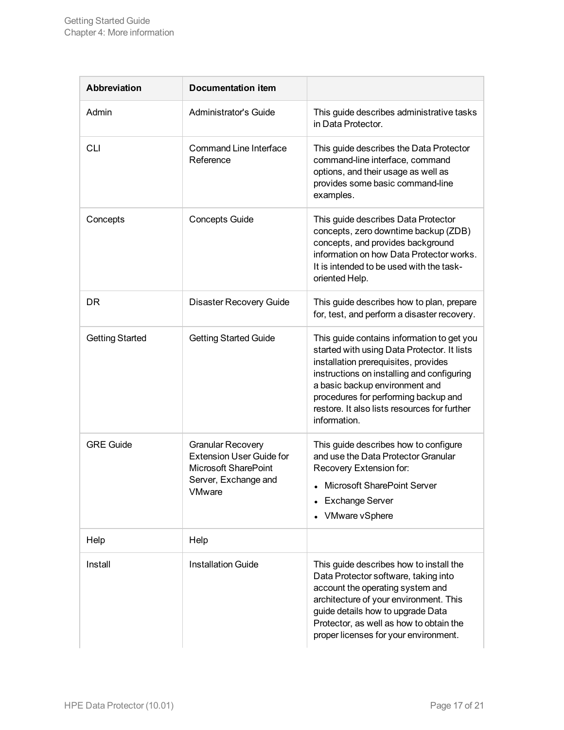| Abbreviation | Documentation item | |
|---|---|---|
| Admin | Administrator's Guide | This guide describes administrative tasks in Data Protector. |
| CLI | Command Line Interface Reference | This guide describes the Data Protector command-line interface, command options, and their usage as well as provides some basic command-line examples. |
| Concepts | Concepts Guide | This guide describes Data Protector concepts, zero downtime backup (ZDB) concepts, and provides background information on how Data Protector works. It is intended to be used with the task-oriented Help. |
| DR | Disaster Recovery Guide | This guide describes how to plan, prepare for, test, and perform a disaster recovery. |
| Getting Started | Getting Started Guide | This guide contains information to get you started with using Data Protector. It lists installation prerequisites, provides instructions on installing and configuring a basic backup environment and procedures for performing backup and restore. It also lists resources for further information. |
| GRE Guide | Granular Recovery Extension User Guide for Microsoft SharePoint Server, Exchange and VMware | This guide describes how to configure and use the Data Protector Granular Recovery Extension for: <br>• Microsoft SharePoint Server <br>• Exchange Server <br>• VMware vSphere |
| Help | Help | |
| Install | Installation Guide | This guide describes how to install the Data Protector software, taking into account the operating system and architecture of your environment. This guide details how to upgrade Data Protector, as well as how to obtain the proper licenses for your environment. |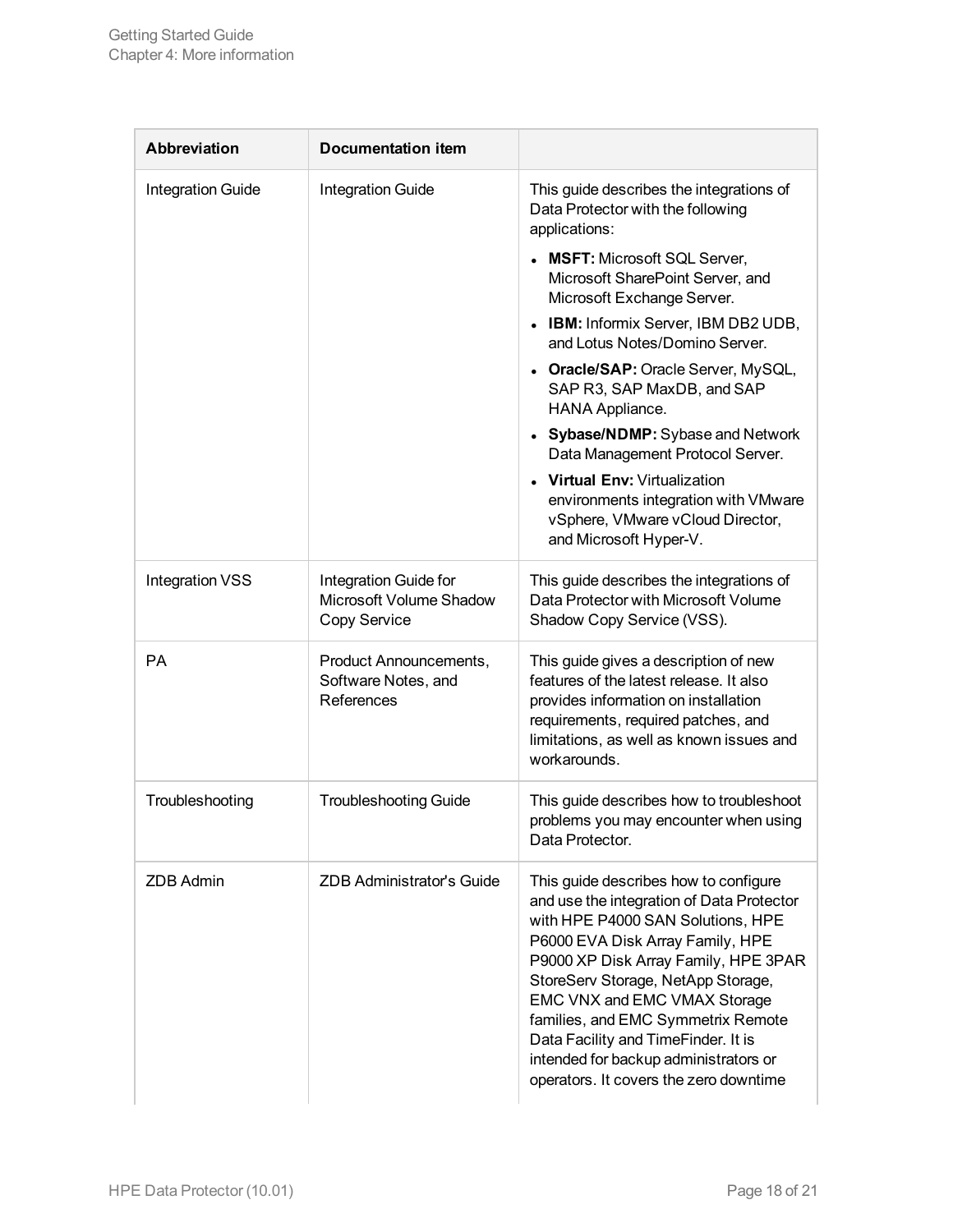| Abbreviation | Documentation item | |
|---|---|---|
| Integration Guide | Integration Guide | This guide describes the integrations of Data Protector with the following applications:<br>• **MSFT:** Microsoft SQL Server, Microsoft SharePoint Server, and Microsoft Exchange Server.<br>• **IBM:** Informix Server, IBM DB2 UDB, and Lotus Notes/Domino Server.<br>• **Oracle/SAP:** Oracle Server, MySQL, SAP R3, SAP MaxDB, and SAP HANA Appliance.<br>• **Sybase/NDMP:** Sybase and Network Data Management Protocol Server.<br>• **Virtual Env:** Virtualization environments integration with VMware vSphere, VMware vCloud Director, and Microsoft Hyper-V. |
| Integration VSS | Integration Guide for Microsoft Volume Shadow Copy Service | This guide describes the integrations of Data Protector with Microsoft Volume Shadow Copy Service (VSS). |
| PA | Product Announcements, Software Notes, and References | This guide gives a description of new features of the latest release. It also provides information on installation requirements, required patches, and limitations, as well as known issues and workarounds. |
| Troubleshooting | Troubleshooting Guide | This guide describes how to troubleshoot problems you may encounter when using Data Protector. |
| ZDB Admin | ZDB Administrator's Guide | This guide describes how to configure and use the integration of Data Protector with HPE P4000 SAN Solutions, HPE P6000 EVA Disk Array Family, HPE P9000 XP Disk Array Family, HPE 3PAR StoreServ Storage, NetApp Storage, EMC VNX and EMC VMAX Storage families, and EMC Symmetrix Remote Data Facility and TimeFinder. It is intended for backup administrators or operators. It covers the zero downtime |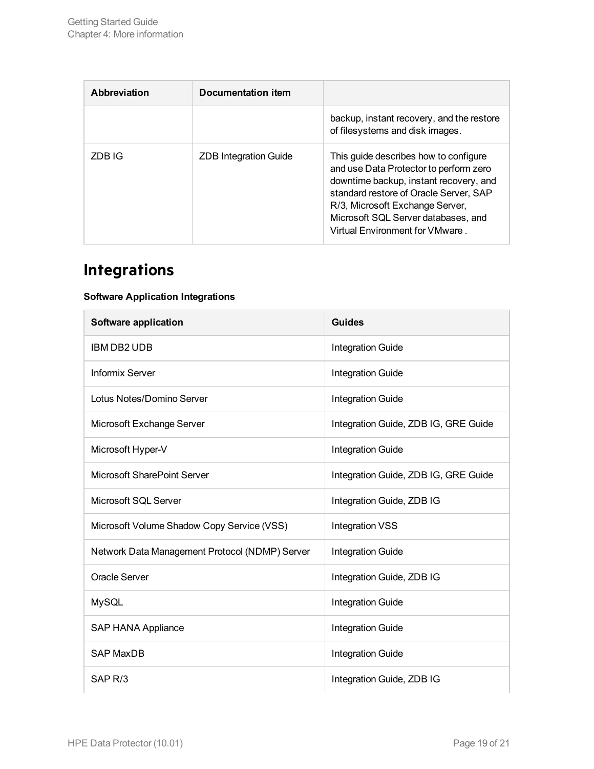| Abbreviation | Documentation item | |
|---|---|---|
| | | backup, instant recovery, and the restore of filesystems and disk images. |
| ZDB IG | ZDB Integration Guide | This guide describes how to configure and use Data Protector to perform zero downtime backup, instant recovery, and standard restore of Oracle Server, SAP R/3, Microsoft Exchange Server, Microsoft SQL Server databases, and Virtual Environment for VMware . |

# Integrations

**Software Application Integrations**

| Software application | Guides |
|---|---|
| IBM DB2 UDB | Integration Guide |
| Informix Server | Integration Guide |
| Lotus Notes/Domino Server | Integration Guide |
| Microsoft Exchange Server | Integration Guide, ZDB IG, GRE Guide |
| Microsoft Hyper-V | Integration Guide |
| Microsoft SharePoint Server | Integration Guide, ZDB IG, GRE Guide |
| Microsoft SQL Server | Integration Guide, ZDB IG |
| Microsoft Volume Shadow Copy Service (VSS) | Integration VSS |
| Network Data Management Protocol (NDMP) Server | Integration Guide |
| Oracle Server | Integration Guide, ZDB IG |
| MySQL | Integration Guide |
| SAP HANA Appliance | Integration Guide |
| SAP MaxDB | Integration Guide |
| SAP R/3 | Integration Guide, ZDB IG |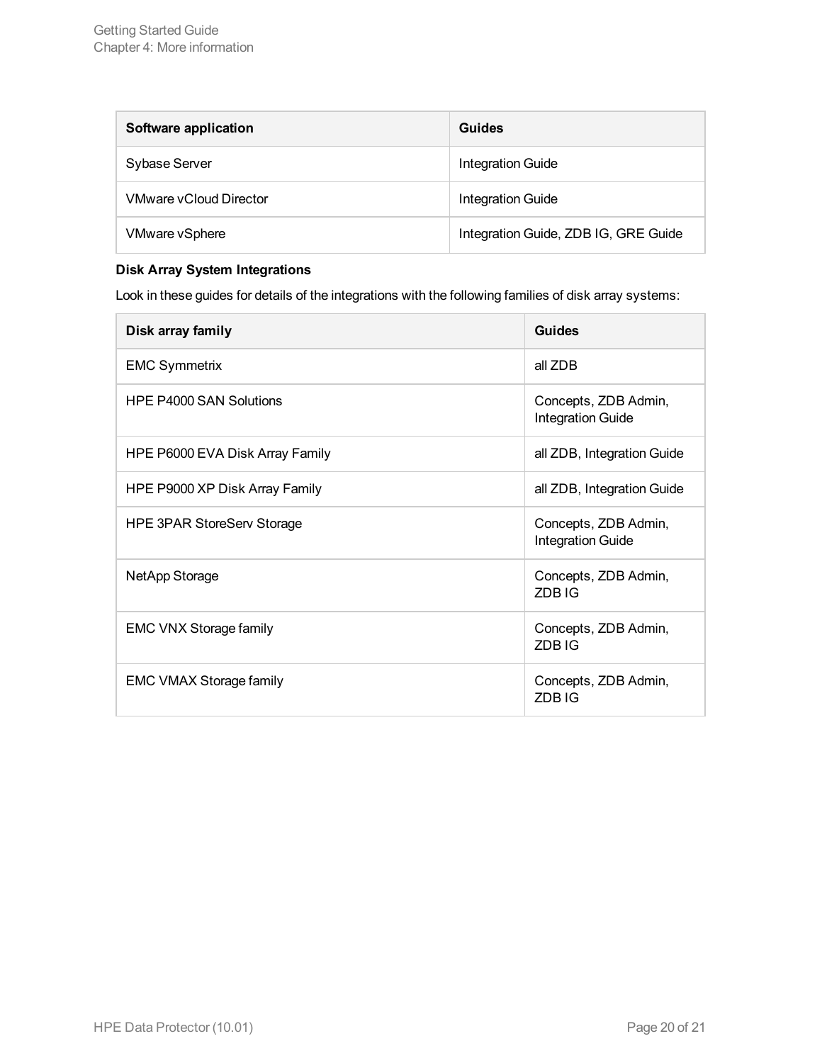| Software application | Guides |
| --- | --- |
| Sybase Server | Integration Guide |
| VMware vCloud Director | Integration Guide |
| VMware vSphere | Integration Guide, ZDB IG, GRE Guide |

**Disk Array System Integrations**

Look in these guides for details of the integrations with the following families of disk array systems:

| Disk array family | Guides |
| --- | --- |
| EMC Symmetrix | all ZDB |
| HPE P4000 SAN Solutions | Concepts, ZDB Admin, Integration Guide |
| HPE P6000 EVA Disk Array Family | all ZDB, Integration Guide |
| HPE P9000 XP Disk Array Family | all ZDB, Integration Guide |
| HPE 3PAR StoreServ Storage | Concepts, ZDB Admin, Integration Guide |
| NetApp Storage | Concepts, ZDB Admin, ZDB IG |
| EMC VNX Storage family | Concepts, ZDB Admin, ZDB IG |
| EMC VMAX Storage family | Concepts, ZDB Admin, ZDB IG |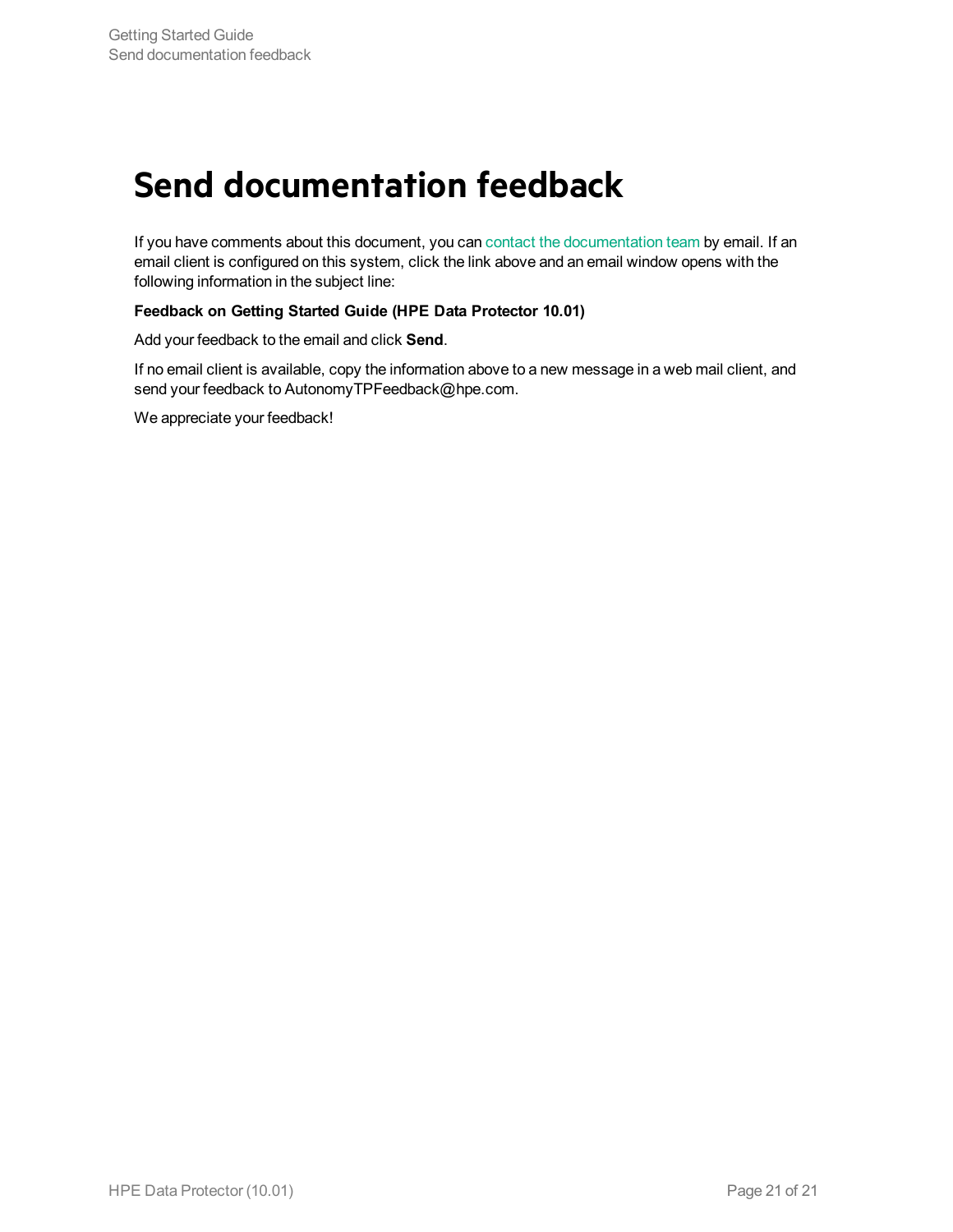# Send documentation feedback

If you have comments about this document, you can contact the documentation team by email. If an email client is configured on this system, click the link above and an email window opens with the following information in the subject line:

**Feedback on Getting Started Guide (HPE Data Protector 10.01)**

Add your feedback to the email and click **Send**.

If no email client is available, copy the information above to a new message in a web mail client, and send your feedback to AutonomyTPFeedback@hpe.com.

We appreciate your feedback!